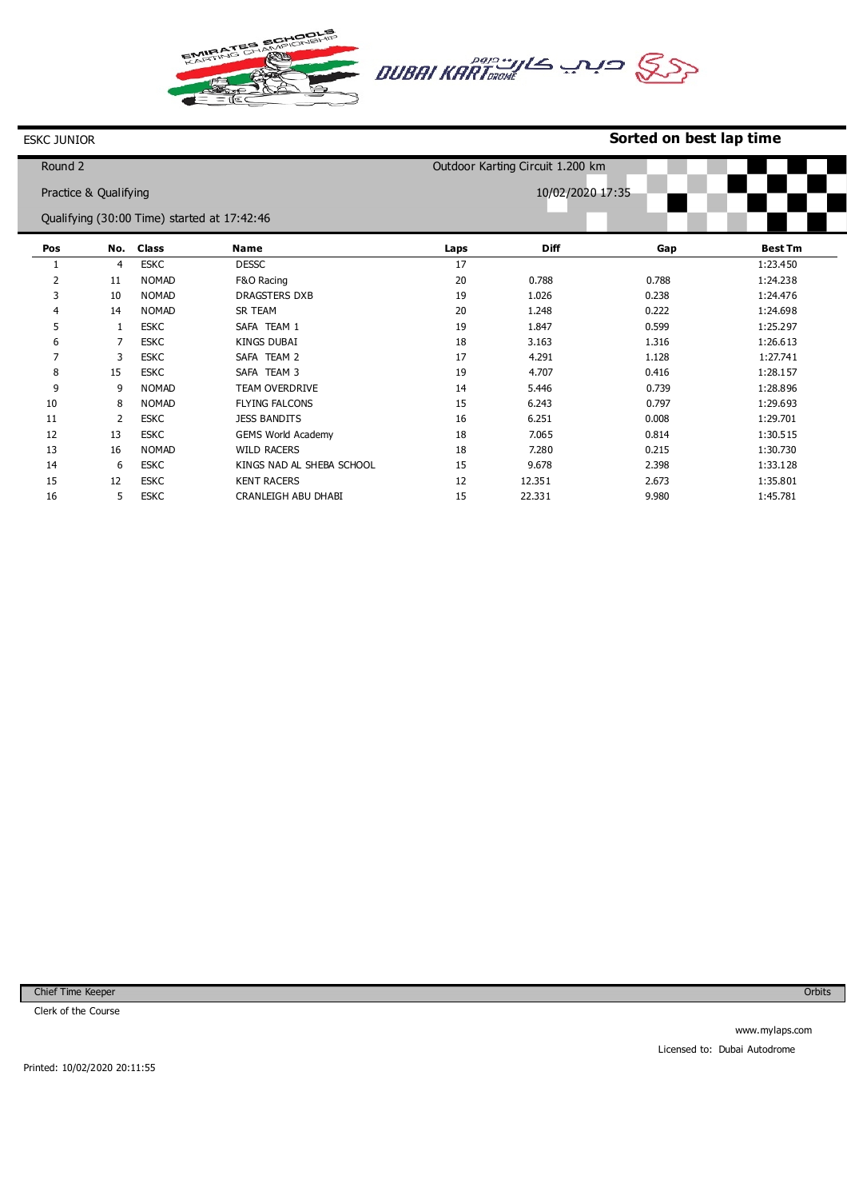ESKC JUNIOR

**Sorted on best lap time**

Round 2

Practice & Qualifying

Outdoor Karting Circuit 1.200 km

10/02/2020 17:35

Qualifying (30:00 Time) started at 17:42:46

| Pos | No. | Class | Name | Laps | Diff | Gap | Best Tm |
|---|---|---|---|---|---|---|---|
| 1 | 4 | ESKC | DESSC | 17 | | | 1:23.450 |
| 2 | 11 | NOMAD | F&O Racing | 20 | 0.788 | 0.788 | 1:24.238 |
| 3 | 10 | NOMAD | DRAGSTERS DXB | 19 | 1.026 | 0.238 | 1:24.476 |
| 4 | 14 | NOMAD | SR TEAM | 20 | 1.248 | 0.222 | 1:24.698 |
| 5 | 1 | ESKC | SAFA TEAM 1 | 19 | 1.847 | 0.599 | 1:25.297 |
| 6 | 7 | ESKC | KINGS DUBAI | 18 | 3.163 | 1.316 | 1:26.613 |
| 7 | 3 | ESKC | SAFA TEAM 2 | 17 | 4.291 | 1.128 | 1:27.741 |
| 8 | 15 | ESKC | SAFA TEAM 3 | 19 | 4.707 | 0.416 | 1:28.157 |
| 9 | 9 | NOMAD | TEAM OVERDRIVE | 14 | 5.446 | 0.739 | 1:28.896 |
| 10 | 8 | NOMAD | FLYING FALCONS | 15 | 6.243 | 0.797 | 1:29.693 |
| 11 | 2 | ESKC | JESS BANDITS | 16 | 6.251 | 0.008 | 1:29.701 |
| 12 | 13 | ESKC | GEMS World Academy | 18 | 7.065 | 0.814 | 1:30.515 |
| 13 | 16 | NOMAD | WILD RACERS | 18 | 7.280 | 0.215 | 1:30.730 |
| 14 | 6 | ESKC | KINGS NAD AL SHEBA SCHOOL | 15 | 9.678 | 2.398 | 1:33.128 |
| 15 | 12 | ESKC | KENT RACERS | 12 | 12.351 | 2.673 | 1:35.801 |
| 16 | 5 | ESKC | CRANLEIGH ABU DHABI | 15 | 22.331 | 9.980 | 1:45.781 |

Chief Time Keeper

Orbits

Clerk of the Course

www.mylaps.com

Licensed to: Dubai Autodrome

Printed: 10/02/2020 20:11:55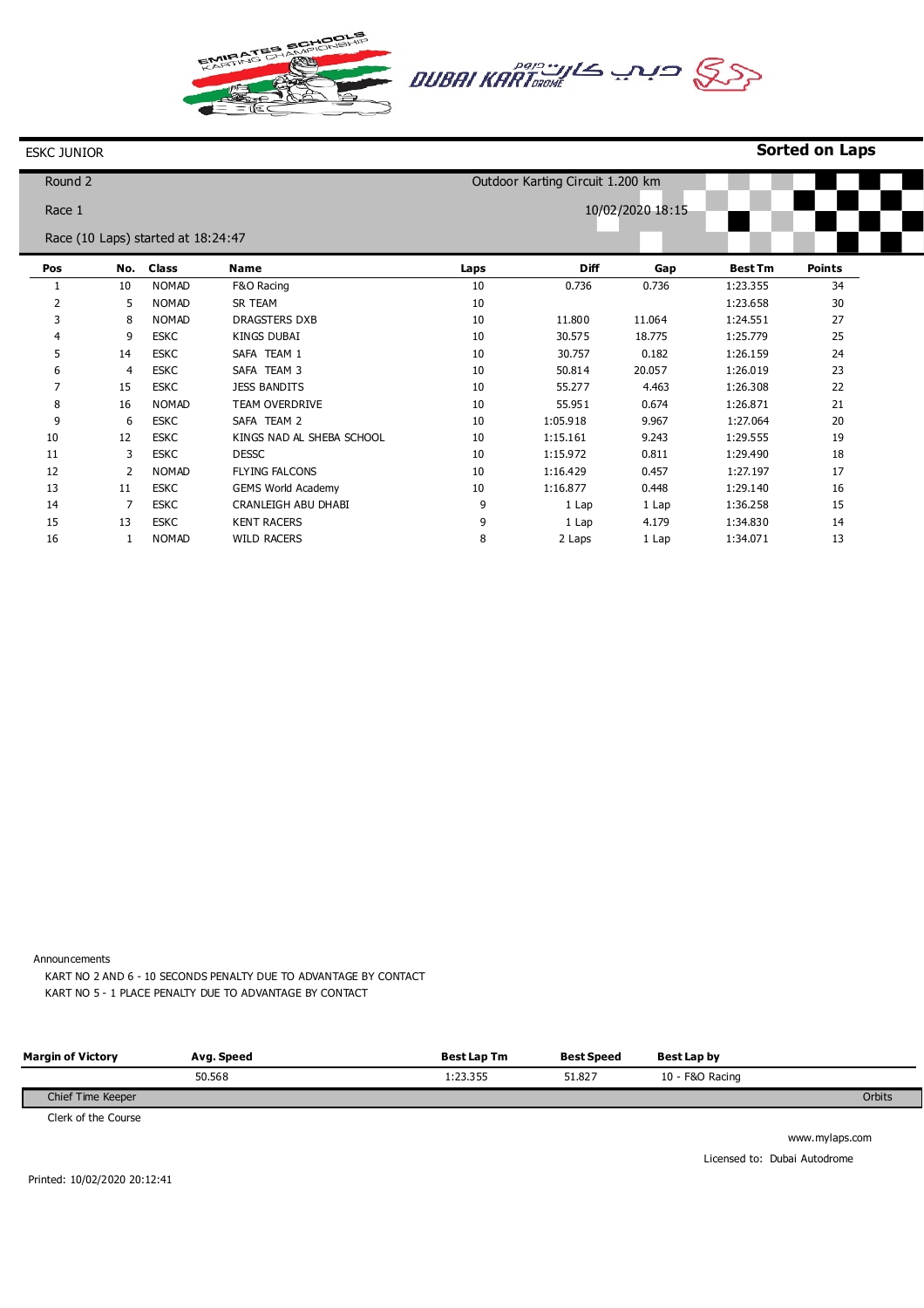ESKC JUNIOR

**Sorted on Laps**

Round 2

Outdoor Karting Circuit 1.200 km

Race 1

10/02/2020 18:15

Race (10 Laps) started at 18:24:47

| Pos | No. | Class | Name | Laps | Diff | Gap | Best Tm | Points |
|---|---|---|---|---|---|---|---|---|
| 1 | 10 | NOMAD | F&O Racing | 10 | 0.736 | 0.736 | 1:23.355 | 34 |
| 2 | 5 | NOMAD | SR TEAM | 10 | | | 1:23.658 | 30 |
| 3 | 8 | NOMAD | DRAGSTERS DXB | 10 | 11.800 | 11.064 | 1:24.551 | 27 |
| 4 | 9 | ESKC | KINGS DUBAI | 10 | 30.575 | 18.775 | 1:25.779 | 25 |
| 5 | 14 | ESKC | SAFA TEAM 1 | 10 | 30.757 | 0.182 | 1:26.159 | 24 |
| 6 | 4 | ESKC | SAFA TEAM 3 | 10 | 50.814 | 20.057 | 1:26.019 | 23 |
| 7 | 15 | ESKC | JESS BANDITS | 10 | 55.277 | 4.463 | 1:26.308 | 22 |
| 8 | 16 | NOMAD | TEAM OVERDRIVE | 10 | 55.951 | 0.674 | 1:26.871 | 21 |
| 9 | 6 | ESKC | SAFA TEAM 2 | 10 | 1:05.918 | 9.967 | 1:27.064 | 20 |
| 10 | 12 | ESKC | KINGS NAD AL SHEBA SCHOOL | 10 | 1:15.161 | 9.243 | 1:29.555 | 19 |
| 11 | 3 | ESKC | DESSC | 10 | 1:15.972 | 0.811 | 1:29.490 | 18 |
| 12 | 2 | NOMAD | FLYING FALCONS | 10 | 1:16.429 | 0.457 | 1:27.197 | 17 |
| 13 | 11 | ESKC | GEMS World Academy | 10 | 1:16.877 | 0.448 | 1:29.140 | 16 |
| 14 | 7 | ESKC | CRANLEIGH ABU DHABI | 9 | 1 Lap | 1 Lap | 1:36.258 | 15 |
| 15 | 13 | ESKC | KENT RACERS | 9 | 1 Lap | 4.179 | 1:34.830 | 14 |
| 16 | 1 | NOMAD | WILD RACERS | 8 | 2 Laps | 1 Lap | 1:34.071 | 13 |

Announcements

KART NO 2 AND 6 - 10 SECONDS PENALTY DUE TO ADVANTAGE BY CONTACT

KART NO 5 - 1 PLACE PENALTY DUE TO ADVANTAGE BY CONTACT

| Margin of Victory | Avg. Speed | Best Lap Tm | Best Speed | Best Lap by |
|---|---|---|---|---|
| | 50.568 | 1:23.355 | 51.827 | 10 - F&O Racing |

Chief Time Keeper

Orbits

Clerk of the Course

www.mylaps.com

Licensed to: Dubai Autodrome

Printed: 10/02/2020 20:12:41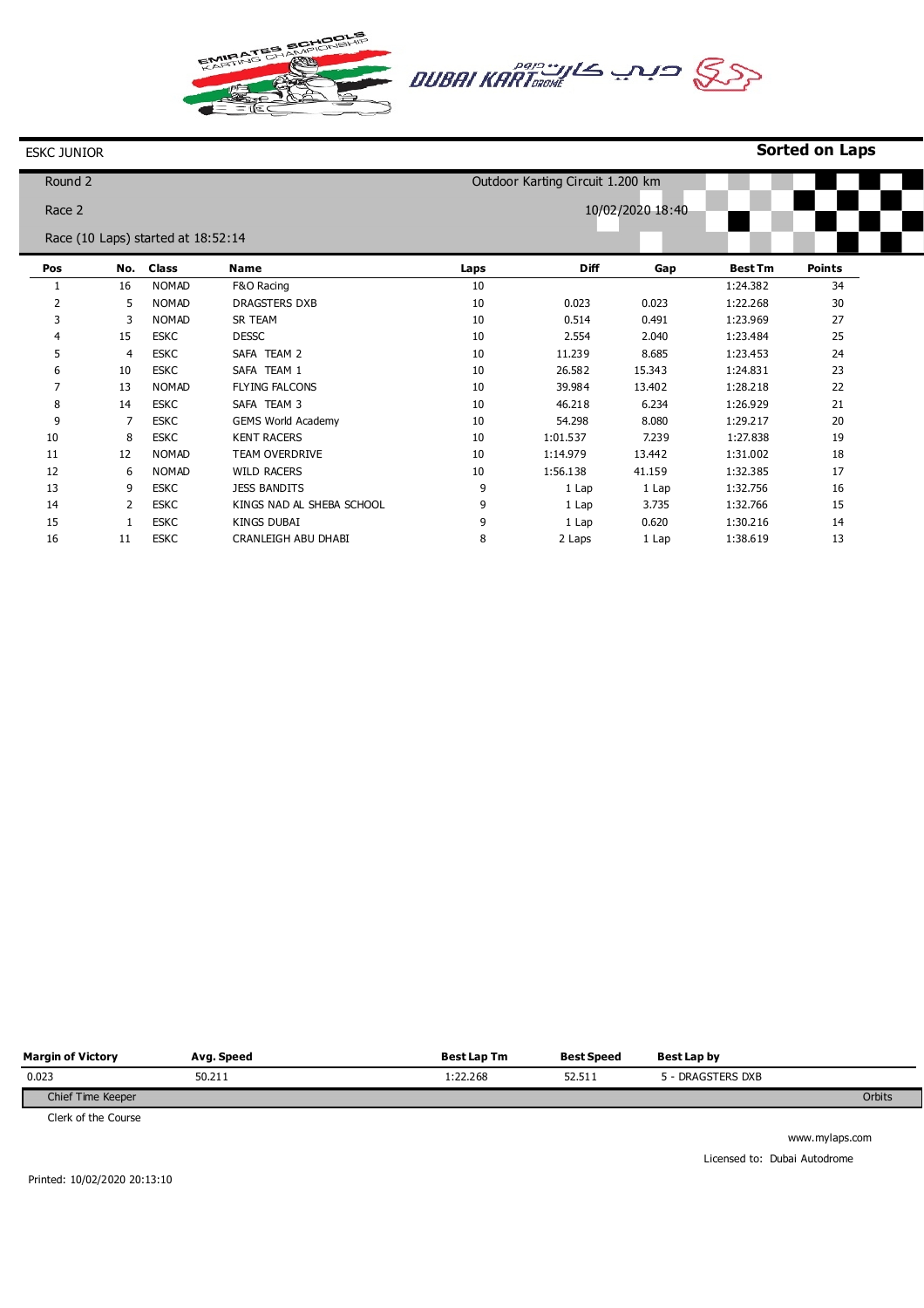ESKC JUNIOR

**Sorted on Laps**

Round 2

Outdoor Karting Circuit 1.200 km

Race 2

10/02/2020 18:40

Race (10 Laps) started at 18:52:14

| Pos | No. | Class | Name | Laps | Diff | Gap | Best Tm | Points |
|---|---|---|---|---|---|---|---|---|
| 1 | 16 | NOMAD | F&O Racing | 10 | | | 1:24.382 | 34 |
| 2 | 5 | NOMAD | DRAGSTERS DXB | 10 | 0.023 | 0.023 | 1:22.268 | 30 |
| 3 | 3 | NOMAD | SR TEAM | 10 | 0.514 | 0.491 | 1:23.969 | 27 |
| 4 | 15 | ESKC | DESSC | 10 | 2.554 | 2.040 | 1:23.484 | 25 |
| 5 | 4 | ESKC | SAFA TEAM 2 | 10 | 11.239 | 8.685 | 1:23.453 | 24 |
| 6 | 10 | ESKC | SAFA TEAM 1 | 10 | 26.582 | 15.343 | 1:24.831 | 23 |
| 7 | 13 | NOMAD | FLYING FALCONS | 10 | 39.984 | 13.402 | 1:28.218 | 22 |
| 8 | 14 | ESKC | SAFA TEAM 3 | 10 | 46.218 | 6.234 | 1:26.929 | 21 |
| 9 | 7 | ESKC | GEMS World Academy | 10 | 54.298 | 8.080 | 1:29.217 | 20 |
| 10 | 8 | ESKC | KENT RACERS | 10 | 1:01.537 | 7.239 | 1:27.838 | 19 |
| 11 | 12 | NOMAD | TEAM OVERDRIVE | 10 | 1:14.979 | 13.442 | 1:31.002 | 18 |
| 12 | 6 | NOMAD | WILD RACERS | 10 | 1:56.138 | 41.159 | 1:32.385 | 17 |
| 13 | 9 | ESKC | JESS BANDITS | 9 | 1 Lap | 1 Lap | 1:32.756 | 16 |
| 14 | 2 | ESKC | KINGS NAD AL SHEBA SCHOOL | 9 | 1 Lap | 3.735 | 1:32.766 | 15 |
| 15 | 1 | ESKC | KINGS DUBAI | 9 | 1 Lap | 0.620 | 1:30.216 | 14 |
| 16 | 11 | ESKC | CRANLEIGH ABU DHABI | 8 | 2 Laps | 1 Lap | 1:38.619 | 13 |

| Margin of Victory | Avg. Speed | Best Lap Tm | Best Speed | Best Lap by |
|---|---|---|---|---|
| 0.023 | 50.211 | 1:22.268 | 52.511 | 5 - DRAGSTERS DXB |

Chief Time Keeper

Orbits

Clerk of the Course

www.mylaps.com

Licensed to: Dubai Autodrome

Printed: 10/02/2020 20:13:10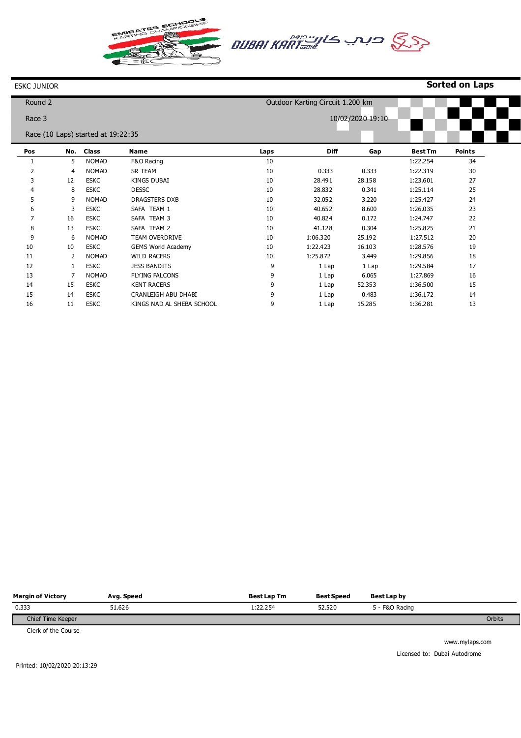ESKC JUNIOR

**Sorted on Laps**

Round 2

Race 3

Race (10 Laps) started at 19:22:35

Outdoor Karting Circuit 1.200 km

10/02/2020 19:10

| Pos | No. | Class | Name | Laps | Diff | Gap | Best Tm | Points |
|---|---|---|---|---|---|---|---|---|
| 1 | 5 | NOMAD | F&O Racing | 10 | | | 1:22.254 | 34 |
| 2 | 4 | NOMAD | SR TEAM | 10 | 0.333 | 0.333 | 1:22.319 | 30 |
| 3 | 12 | ESKC | KINGS DUBAI | 10 | 28.491 | 28.158 | 1:23.601 | 27 |
| 4 | 8 | ESKC | DESSC | 10 | 28.832 | 0.341 | 1:25.114 | 25 |
| 5 | 9 | NOMAD | DRAGSTERS DXB | 10 | 32.052 | 3.220 | 1:25.427 | 24 |
| 6 | 3 | ESKC | SAFA TEAM 1 | 10 | 40.652 | 8.600 | 1:26.035 | 23 |
| 7 | 16 | ESKC | SAFA TEAM 3 | 10 | 40.824 | 0.172 | 1:24.747 | 22 |
| 8 | 13 | ESKC | SAFA TEAM 2 | 10 | 41.128 | 0.304 | 1:25.825 | 21 |
| 9 | 6 | NOMAD | TEAM OVERDRIVE | 10 | 1:06.320 | 25.192 | 1:27.512 | 20 |
| 10 | 10 | ESKC | GEMS World Academy | 10 | 1:22.423 | 16.103 | 1:28.576 | 19 |
| 11 | 2 | NOMAD | WILD RACERS | 10 | 1:25.872 | 3.449 | 1:29.856 | 18 |
| 12 | 1 | ESKC | JESS BANDITS | 9 | 1 Lap | 1 Lap | 1:29.584 | 17 |
| 13 | 7 | NOMAD | FLYING FALCONS | 9 | 1 Lap | 6.065 | 1:27.869 | 16 |
| 14 | 15 | ESKC | KENT RACERS | 9 | 1 Lap | 52.353 | 1:36.500 | 15 |
| 15 | 14 | ESKC | CRANLEIGH ABU DHABI | 9 | 1 Lap | 0.483 | 1:36.172 | 14 |
| 16 | 11 | ESKC | KINGS NAD AL SHEBA SCHOOL | 9 | 1 Lap | 15.285 | 1:36.281 | 13 |

| Margin of Victory | Avg. Speed | Best Lap Tm | Best Speed | Best Lap by |
|---|---|---|---|---|
| 0.333 | 51.626 | 1:22.254 | 52.520 | 5 - F&O Racing |

Chief Time Keeper

Clerk of the Course

Orbits

www.mylaps.com

Licensed to: Dubai Autodrome

Printed: 10/02/2020 20:13:29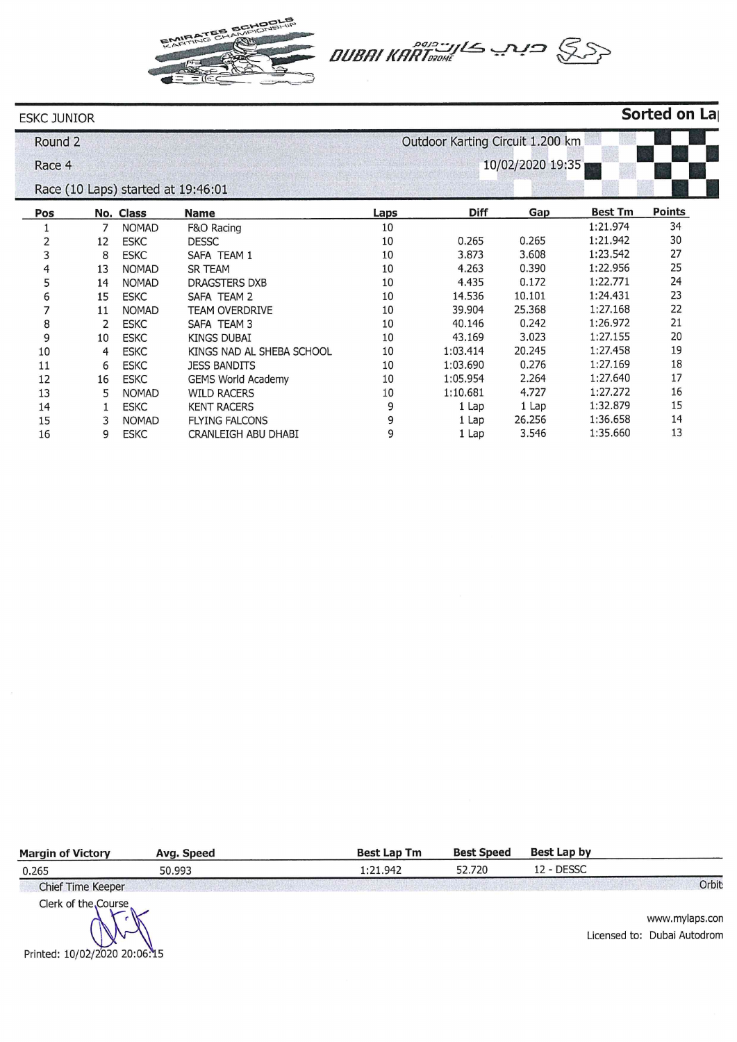ESKC JUNIOR

**Sorted on La**

Round 2

Race 4

Race (10 Laps) started at 19:46:01

Outdoor Karting Circuit 1.200 km

10/02/2020 19:35

| Pos | No. | Class | Name | Laps | Diff | Gap | Best Tm | Points |
|---|---|---|---|---|---|---|---|---|
| 1 | 7 | NOMAD | F&O Racing | 10 | | | 1:21.974 | 34 |
| 2 | 12 | ESKC | DESSC | 10 | 0.265 | 0.265 | 1:21.942 | 30 |
| 3 | 8 | ESKC | SAFA TEAM 1 | 10 | 3.873 | 3.608 | 1:23.542 | 27 |
| 4 | 13 | NOMAD | SR TEAM | 10 | 4.263 | 0.390 | 1:22.956 | 25 |
| 5 | 14 | NOMAD | DRAGSTERS DXB | 10 | 4.435 | 0.172 | 1:22.771 | 24 |
| 6 | 15 | ESKC | SAFA TEAM 2 | 10 | 14.536 | 10.101 | 1:24.431 | 23 |
| 7 | 11 | NOMAD | TEAM OVERDRIVE | 10 | 39.904 | 25.368 | 1:27.168 | 22 |
| 8 | 2 | ESKC | SAFA TEAM 3 | 10 | 40.146 | 0.242 | 1:26.972 | 21 |
| 9 | 10 | ESKC | KINGS DUBAI | 10 | 43.169 | 3.023 | 1:27.155 | 20 |
| 10 | 4 | ESKC | KINGS NAD AL SHEBA SCHOOL | 10 | 1:03.414 | 20.245 | 1:27.458 | 19 |
| 11 | 6 | ESKC | JESS BANDITS | 10 | 1:03.690 | 0.276 | 1:27.169 | 18 |
| 12 | 16 | ESKC | GEMS World Academy | 10 | 1:05.954 | 2.264 | 1:27.640 | 17 |
| 13 | 5 | NOMAD | WILD RACERS | 10 | 1:10.681 | 4.727 | 1:27.272 | 16 |
| 14 | 1 | ESKC | KENT RACERS | 9 | 1 Lap | 1 Lap | 1:32.879 | 15 |
| 15 | 3 | NOMAD | FLYING FALCONS | 9 | 1 Lap | 26.256 | 1:36.658 | 14 |
| 16 | 9 | ESKC | CRANLEIGH ABU DHABI | 9 | 1 Lap | 3.546 | 1:35.660 | 13 |

| Margin of Victory | Avg. Speed | Best Lap Tm | Best Speed | Best Lap by |
|---|---|---|---|---|
| 0.265 | 50.993 | 1:21.942 | 52.720 | 12 - DESSC |

Chief Time Keeper

Clerk of the Course

Printed: 10/02/2020 20:06:15

Orbit

www.mylaps.con

Licensed to: Dubai Autodrom